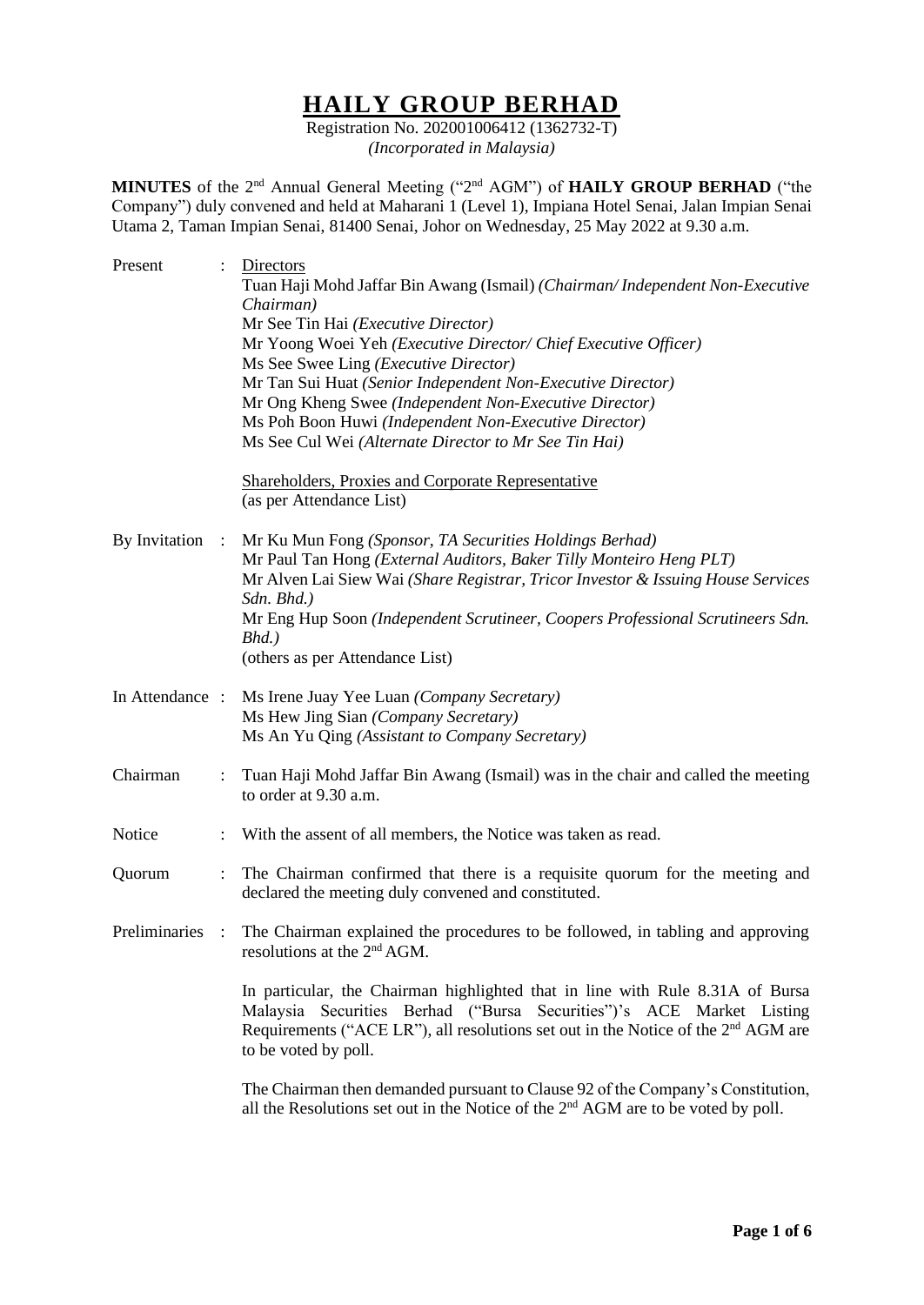# HAILY GROUP BERHAD

Registration No. 202001006412 (1362732-T)
*(Incorporated in Malaysia)*

**MINUTES** of the 2nd Annual General Meeting ("2nd AGM") of **HAILY GROUP BERHAD** ("the Company") duly convened and held at Maharani 1 (Level 1), Impiana Hotel Senai, Jalan Impian Senai Utama 2, Taman Impian Senai, 81400 Senai, Johor on Wednesday, 25 May 2022 at 9.30 a.m.

| | | |
|---|---|---|
| Present | : | Directors<br>Tuan Haji Mohd Jaffar Bin Awang (Ismail) *(Chairman/ Independent Non-Executive Chairman)*<br>Mr See Tin Hai *(Executive Director)*<br>Mr Yoong Woei Yeh *(Executive Director/ Chief Executive Officer)*<br>Ms See Swee Ling *(Executive Director)*<br>Mr Tan Sui Huat *(Senior Independent Non-Executive Director)*<br>Mr Ong Kheng Swee *(Independent Non-Executive Director)*<br>Ms Poh Boon Huwi *(Independent Non-Executive Director)*<br>Ms See Cul Wei *(Alternate Director to Mr See Tin Hai)*<br><br>Shareholders, Proxies and Corporate Representative<br>(as per Attendance List) |
| By Invitation | : | Mr Ku Mun Fong *(Sponsor, TA Securities Holdings Berhad)*<br>Mr Paul Tan Hong *(External Auditors, Baker Tilly Monteiro Heng PLT)*<br>Mr Alven Lai Siew Wai *(Share Registrar, Tricor Investor & Issuing House Services Sdn. Bhd.)*<br>Mr Eng Hup Soon *(Independent Scrutineer, Coopers Professional Scrutineers Sdn. Bhd.)*<br>(others as per Attendance List) |
| In Attendance | : | Ms Irene Juay Yee Luan *(Company Secretary)*<br>Ms Hew Jing Sian *(Company Secretary)*<br>Ms An Yu Qing *(Assistant to Company Secretary)* |
| Chairman | : | Tuan Haji Mohd Jaffar Bin Awang (Ismail) was in the chair and called the meeting to order at 9.30 a.m. |
| Notice | : | With the assent of all members, the Notice was taken as read. |
| Quorum | : | The Chairman confirmed that there is a requisite quorum for the meeting and declared the meeting duly convened and constituted. |
| Preliminaries | : | The Chairman explained the procedures to be followed, in tabling and approving resolutions at the 2nd AGM.<br><br>In particular, the Chairman highlighted that in line with Rule 8.31A of Bursa Malaysia Securities Berhad ("Bursa Securities")'s ACE Market Listing Requirements ("ACE LR"), all resolutions set out in the Notice of the 2nd AGM are to be voted by poll.<br><br>The Chairman then demanded pursuant to Clause 92 of the Company's Constitution, all the Resolutions set out in the Notice of the 2nd AGM are to be voted by poll. |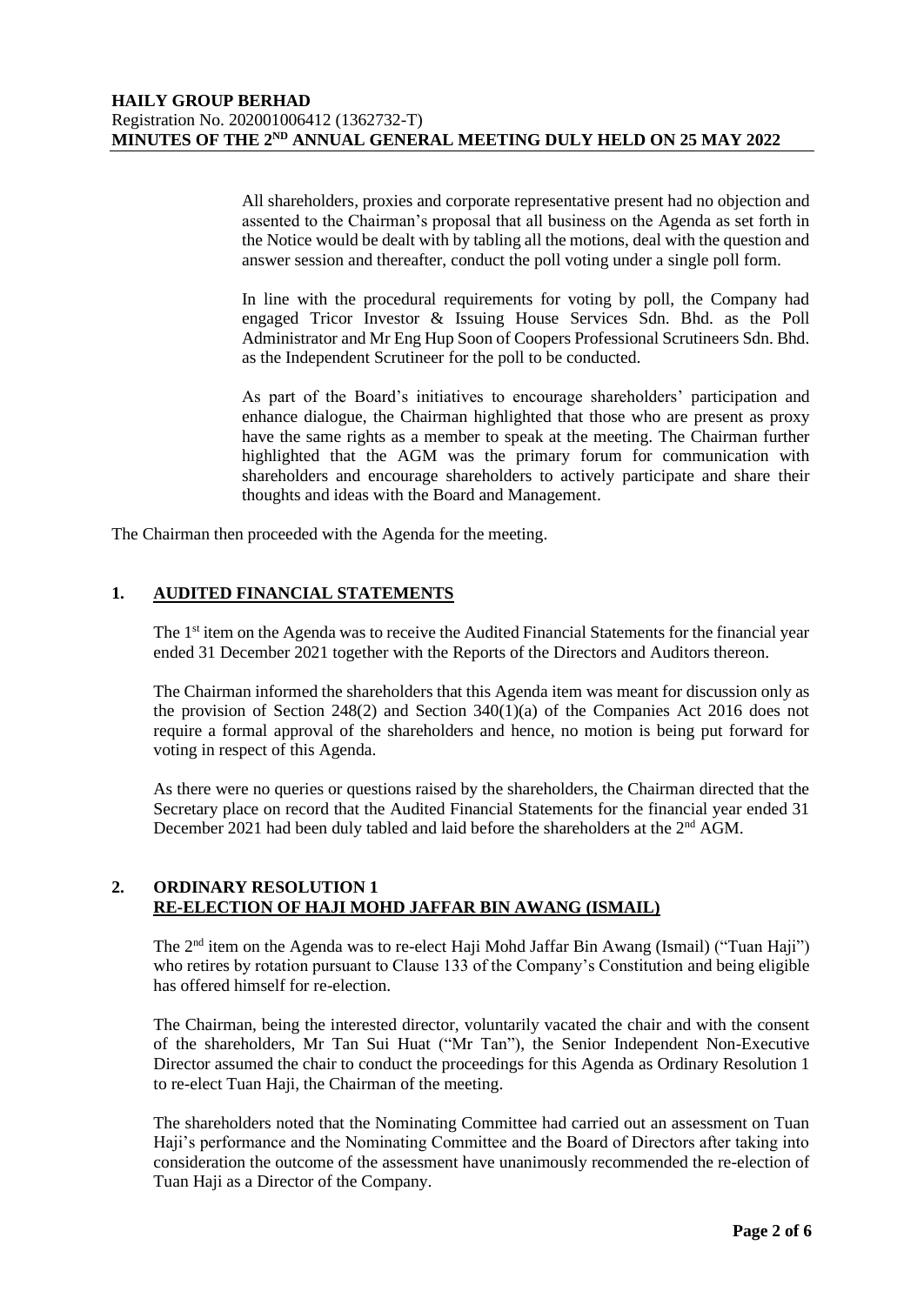All shareholders, proxies and corporate representative present had no objection and assented to the Chairman's proposal that all business on the Agenda as set forth in the Notice would be dealt with by tabling all the motions, deal with the question and answer session and thereafter, conduct the poll voting under a single poll form.

In line with the procedural requirements for voting by poll, the Company had engaged Tricor Investor & Issuing House Services Sdn. Bhd. as the Poll Administrator and Mr Eng Hup Soon of Coopers Professional Scrutineers Sdn. Bhd. as the Independent Scrutineer for the poll to be conducted.

As part of the Board's initiatives to encourage shareholders' participation and enhance dialogue, the Chairman highlighted that those who are present as proxy have the same rights as a member to speak at the meeting. The Chairman further highlighted that the AGM was the primary forum for communication with shareholders and encourage shareholders to actively participate and share their thoughts and ideas with the Board and Management.

The Chairman then proceeded with the Agenda for the meeting.

## 1. AUDITED FINANCIAL STATEMENTS

The 1st item on the Agenda was to receive the Audited Financial Statements for the financial year ended 31 December 2021 together with the Reports of the Directors and Auditors thereon.

The Chairman informed the shareholders that this Agenda item was meant for discussion only as the provision of Section 248(2) and Section 340(1)(a) of the Companies Act 2016 does not require a formal approval of the shareholders and hence, no motion is being put forward for voting in respect of this Agenda.

As there were no queries or questions raised by the shareholders, the Chairman directed that the Secretary place on record that the Audited Financial Statements for the financial year ended 31 December 2021 had been duly tabled and laid before the shareholders at the 2nd AGM.

## 2. ORDINARY RESOLUTION 1
## RE-ELECTION OF HAJI MOHD JAFFAR BIN AWANG (ISMAIL)

The 2nd item on the Agenda was to re-elect Haji Mohd Jaffar Bin Awang (Ismail) ("Tuan Haji") who retires by rotation pursuant to Clause 133 of the Company's Constitution and being eligible has offered himself for re-election.

The Chairman, being the interested director, voluntarily vacated the chair and with the consent of the shareholders, Mr Tan Sui Huat ("Mr Tan"), the Senior Independent Non-Executive Director assumed the chair to conduct the proceedings for this Agenda as Ordinary Resolution 1 to re-elect Tuan Haji, the Chairman of the meeting.

The shareholders noted that the Nominating Committee had carried out an assessment on Tuan Haji's performance and the Nominating Committee and the Board of Directors after taking into consideration the outcome of the assessment have unanimously recommended the re-election of Tuan Haji as a Director of the Company.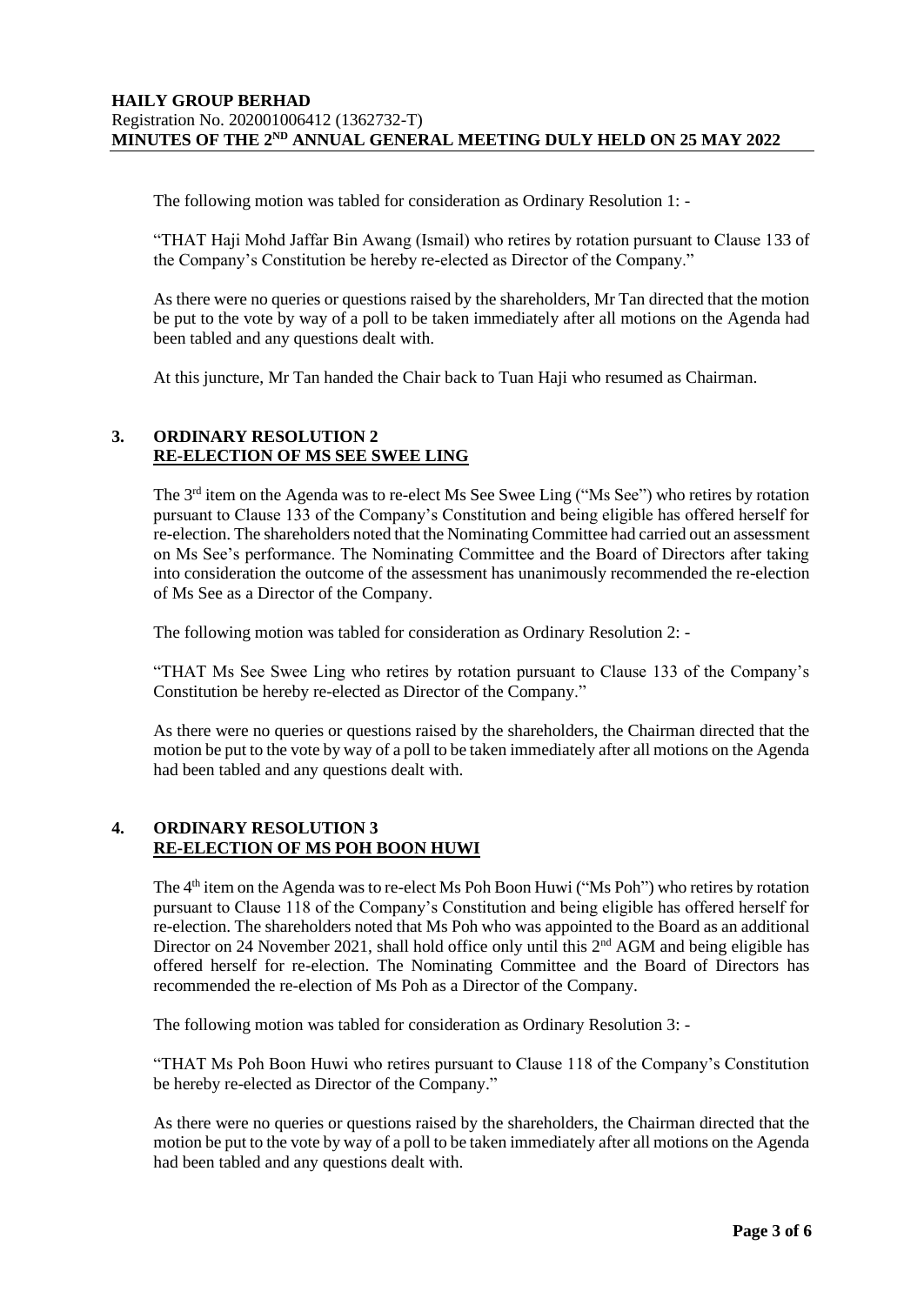The following motion was tabled for consideration as Ordinary Resolution 1: -

"THAT Haji Mohd Jaffar Bin Awang (Ismail) who retires by rotation pursuant to Clause 133 of the Company's Constitution be hereby re-elected as Director of the Company."

As there were no queries or questions raised by the shareholders, Mr Tan directed that the motion be put to the vote by way of a poll to be taken immediately after all motions on the Agenda had been tabled and any questions dealt with.

At this juncture, Mr Tan handed the Chair back to Tuan Haji who resumed as Chairman.

## 3. ORDINARY RESOLUTION 2 RE-ELECTION OF MS SEE SWEE LING

The 3rd item on the Agenda was to re-elect Ms See Swee Ling ("Ms See") who retires by rotation pursuant to Clause 133 of the Company's Constitution and being eligible has offered herself for re-election. The shareholders noted that the Nominating Committee had carried out an assessment on Ms See's performance. The Nominating Committee and the Board of Directors after taking into consideration the outcome of the assessment has unanimously recommended the re-election of Ms See as a Director of the Company.

The following motion was tabled for consideration as Ordinary Resolution 2: -

"THAT Ms See Swee Ling who retires by rotation pursuant to Clause 133 of the Company's Constitution be hereby re-elected as Director of the Company."

As there were no queries or questions raised by the shareholders, the Chairman directed that the motion be put to the vote by way of a poll to be taken immediately after all motions on the Agenda had been tabled and any questions dealt with.

## 4. ORDINARY RESOLUTION 3 RE-ELECTION OF MS POH BOON HUWI

The 4th item on the Agenda was to re-elect Ms Poh Boon Huwi ("Ms Poh") who retires by rotation pursuant to Clause 118 of the Company's Constitution and being eligible has offered herself for re-election. The shareholders noted that Ms Poh who was appointed to the Board as an additional Director on 24 November 2021, shall hold office only until this 2nd AGM and being eligible has offered herself for re-election. The Nominating Committee and the Board of Directors has recommended the re-election of Ms Poh as a Director of the Company.

The following motion was tabled for consideration as Ordinary Resolution 3: -

"THAT Ms Poh Boon Huwi who retires pursuant to Clause 118 of the Company's Constitution be hereby re-elected as Director of the Company."

As there were no queries or questions raised by the shareholders, the Chairman directed that the motion be put to the vote by way of a poll to be taken immediately after all motions on the Agenda had been tabled and any questions dealt with.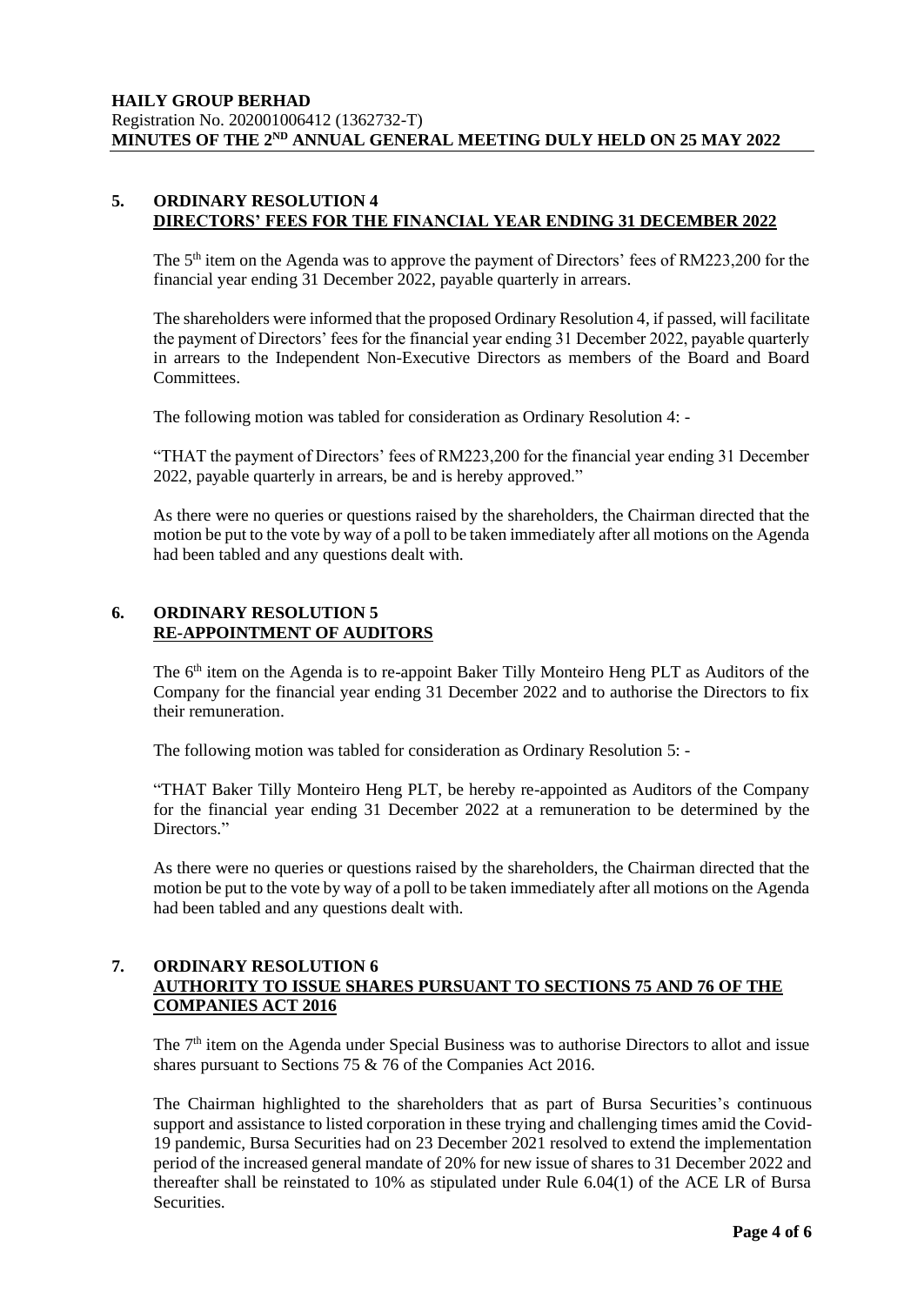## 5. ORDINARY RESOLUTION 4
**DIRECTORS' FEES FOR THE FINANCIAL YEAR ENDING 31 DECEMBER 2022**

The 5th item on the Agenda was to approve the payment of Directors' fees of RM223,200 for the financial year ending 31 December 2022, payable quarterly in arrears.

The shareholders were informed that the proposed Ordinary Resolution 4, if passed, will facilitate the payment of Directors' fees for the financial year ending 31 December 2022, payable quarterly in arrears to the Independent Non-Executive Directors as members of the Board and Board Committees.

The following motion was tabled for consideration as Ordinary Resolution 4: -

"THAT the payment of Directors' fees of RM223,200 for the financial year ending 31 December 2022, payable quarterly in arrears, be and is hereby approved."

As there were no queries or questions raised by the shareholders, the Chairman directed that the motion be put to the vote by way of a poll to be taken immediately after all motions on the Agenda had been tabled and any questions dealt with.

## 6. ORDINARY RESOLUTION 5
**RE-APPOINTMENT OF AUDITORS**

The 6th item on the Agenda is to re-appoint Baker Tilly Monteiro Heng PLT as Auditors of the Company for the financial year ending 31 December 2022 and to authorise the Directors to fix their remuneration.

The following motion was tabled for consideration as Ordinary Resolution 5: -

"THAT Baker Tilly Monteiro Heng PLT, be hereby re-appointed as Auditors of the Company for the financial year ending 31 December 2022 at a remuneration to be determined by the Directors."

As there were no queries or questions raised by the shareholders, the Chairman directed that the motion be put to the vote by way of a poll to be taken immediately after all motions on the Agenda had been tabled and any questions dealt with.

## 7. ORDINARY RESOLUTION 6
**AUTHORITY TO ISSUE SHARES PURSUANT TO SECTIONS 75 AND 76 OF THE COMPANIES ACT 2016**

The 7th item on the Agenda under Special Business was to authorise Directors to allot and issue shares pursuant to Sections 75 & 76 of the Companies Act 2016.

The Chairman highlighted to the shareholders that as part of Bursa Securities's continuous support and assistance to listed corporation in these trying and challenging times amid the Covid-19 pandemic, Bursa Securities had on 23 December 2021 resolved to extend the implementation period of the increased general mandate of 20% for new issue of shares to 31 December 2022 and thereafter shall be reinstated to 10% as stipulated under Rule 6.04(1) of the ACE LR of Bursa Securities.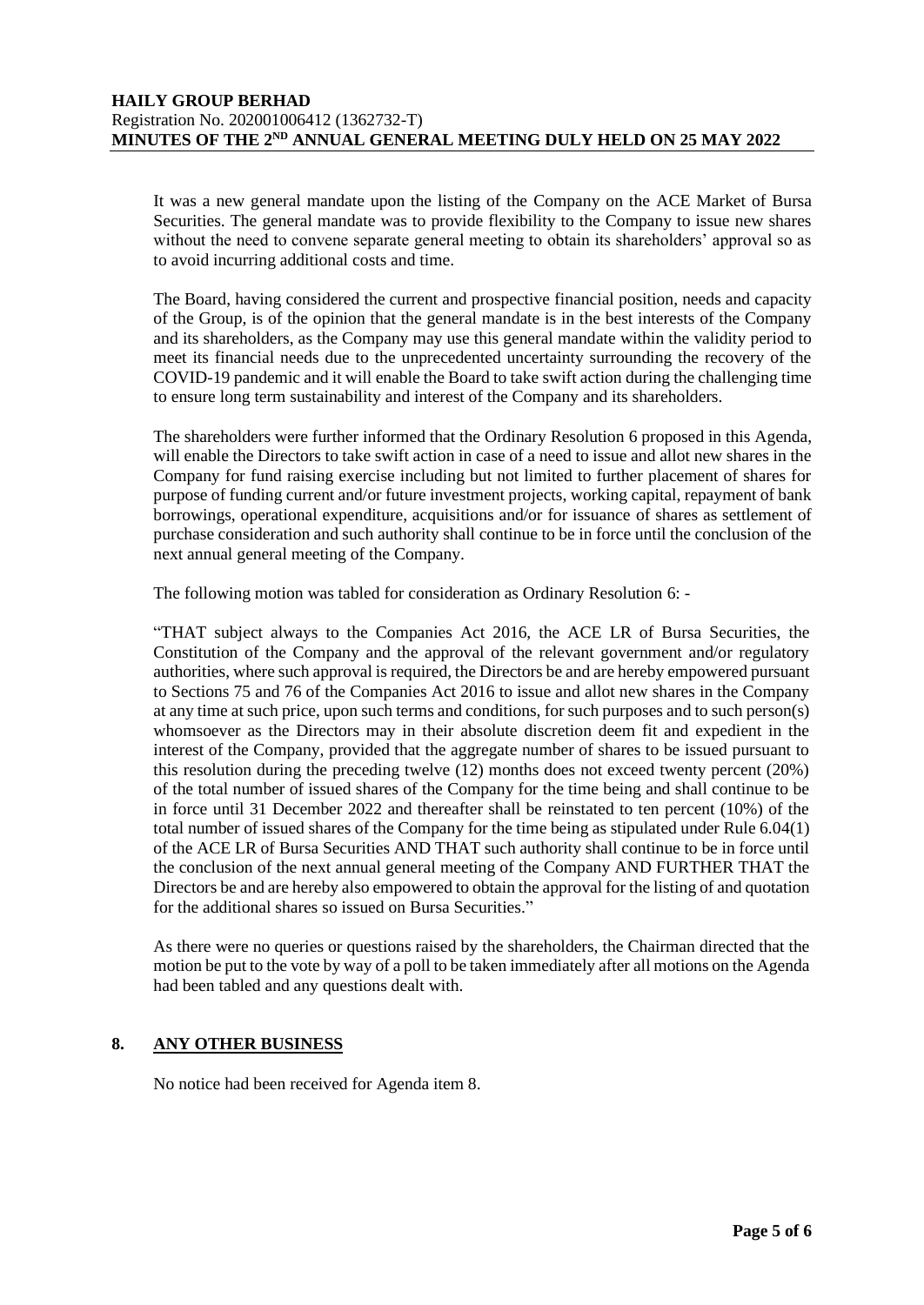It was a new general mandate upon the listing of the Company on the ACE Market of Bursa Securities. The general mandate was to provide flexibility to the Company to issue new shares without the need to convene separate general meeting to obtain its shareholders' approval so as to avoid incurring additional costs and time.

The Board, having considered the current and prospective financial position, needs and capacity of the Group, is of the opinion that the general mandate is in the best interests of the Company and its shareholders, as the Company may use this general mandate within the validity period to meet its financial needs due to the unprecedented uncertainty surrounding the recovery of the COVID-19 pandemic and it will enable the Board to take swift action during the challenging time to ensure long term sustainability and interest of the Company and its shareholders.

The shareholders were further informed that the Ordinary Resolution 6 proposed in this Agenda, will enable the Directors to take swift action in case of a need to issue and allot new shares in the Company for fund raising exercise including but not limited to further placement of shares for purpose of funding current and/or future investment projects, working capital, repayment of bank borrowings, operational expenditure, acquisitions and/or for issuance of shares as settlement of purchase consideration and such authority shall continue to be in force until the conclusion of the next annual general meeting of the Company.

The following motion was tabled for consideration as Ordinary Resolution 6: -

"THAT subject always to the Companies Act 2016, the ACE LR of Bursa Securities, the Constitution of the Company and the approval of the relevant government and/or regulatory authorities, where such approval is required, the Directors be and are hereby empowered pursuant to Sections 75 and 76 of the Companies Act 2016 to issue and allot new shares in the Company at any time at such price, upon such terms and conditions, for such purposes and to such person(s) whomsoever as the Directors may in their absolute discretion deem fit and expedient in the interest of the Company, provided that the aggregate number of shares to be issued pursuant to this resolution during the preceding twelve (12) months does not exceed twenty percent (20%) of the total number of issued shares of the Company for the time being and shall continue to be in force until 31 December 2022 and thereafter shall be reinstated to ten percent (10%) of the total number of issued shares of the Company for the time being as stipulated under Rule 6.04(1) of the ACE LR of Bursa Securities AND THAT such authority shall continue to be in force until the conclusion of the next annual general meeting of the Company AND FURTHER THAT the Directors be and are hereby also empowered to obtain the approval for the listing of and quotation for the additional shares so issued on Bursa Securities."

As there were no queries or questions raised by the shareholders, the Chairman directed that the motion be put to the vote by way of a poll to be taken immediately after all motions on the Agenda had been tabled and any questions dealt with.

## 8. ANY OTHER BUSINESS

No notice had been received for Agenda item 8.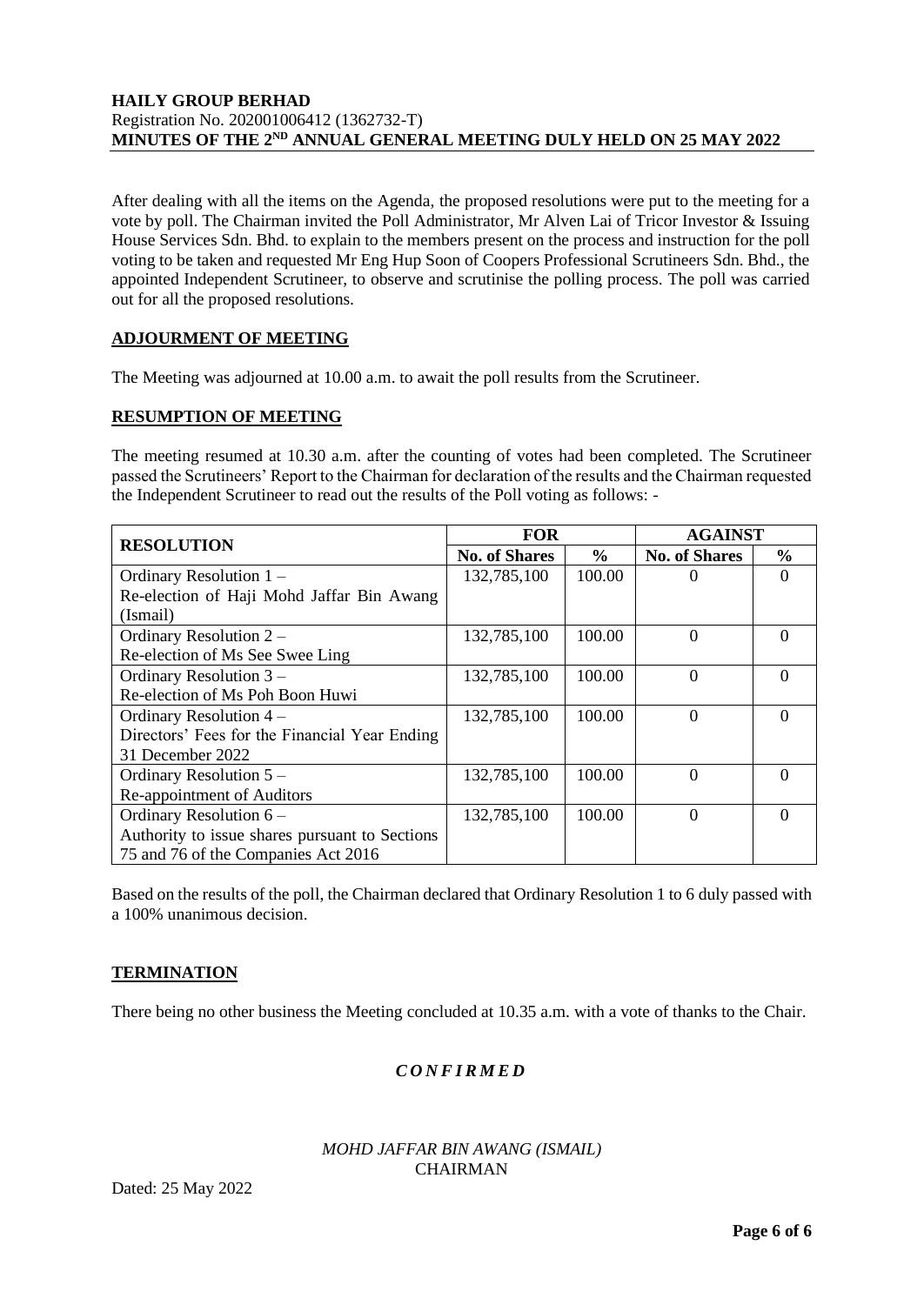After dealing with all the items on the Agenda, the proposed resolutions were put to the meeting for a vote by poll. The Chairman invited the Poll Administrator, Mr Alven Lai of Tricor Investor & Issuing House Services Sdn. Bhd. to explain to the members present on the process and instruction for the poll voting to be taken and requested Mr Eng Hup Soon of Coopers Professional Scrutineers Sdn. Bhd., the appointed Independent Scrutineer, to observe and scrutinise the polling process. The poll was carried out for all the proposed resolutions.

**ADJOURMENT OF MEETING**

The Meeting was adjourned at 10.00 a.m. to await the poll results from the Scrutineer.

**RESUMPTION OF MEETING**

The meeting resumed at 10.30 a.m. after the counting of votes had been completed. The Scrutineer passed the Scrutineers' Report to the Chairman for declaration of the results and the Chairman requested the Independent Scrutineer to read out the results of the Poll voting as follows: -

| RESOLUTION | FOR | | AGAINST | |
|---|---|---|---|---|
| | **No. of Shares** | **%** | **No. of Shares** | **%** |
| Ordinary Resolution 1 – Re-election of Haji Mohd Jaffar Bin Awang (Ismail) | 132,785,100 | 100.00 | 0 | 0 |
| Ordinary Resolution 2 – Re-election of Ms See Swee Ling | 132,785,100 | 100.00 | 0 | 0 |
| Ordinary Resolution 3 – Re-election of Ms Poh Boon Huwi | 132,785,100 | 100.00 | 0 | 0 |
| Ordinary Resolution 4 – Directors' Fees for the Financial Year Ending 31 December 2022 | 132,785,100 | 100.00 | 0 | 0 |
| Ordinary Resolution 5 – Re-appointment of Auditors | 132,785,100 | 100.00 | 0 | 0 |
| Ordinary Resolution 6 – Authority to issue shares pursuant to Sections 75 and 76 of the Companies Act 2016 | 132,785,100 | 100.00 | 0 | 0 |

Based on the results of the poll, the Chairman declared that Ordinary Resolution 1 to 6 duly passed with a 100% unanimous decision.

**TERMINATION**

There being no other business the Meeting concluded at 10.35 a.m. with a vote of thanks to the Chair.

***C O N F I R M E D***

*MOHD JAFFAR BIN AWANG (ISMAIL)*
CHAIRMAN

Dated: 25 May 2022